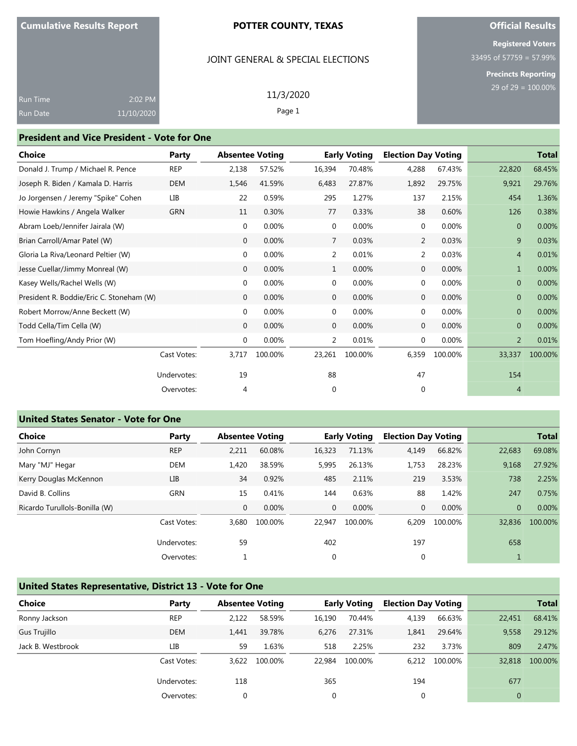Cumulative Results Report

Run Time 2:02 PM
Run Date 11/10/2020

**POTTER COUNTY, TEXAS**

JOINT GENERAL & SPECIAL ELECTIONS

11/3/2020

**Official Results**

**Registered Voters**
33495 of 57759 = 57.99%

**Precincts Reporting**
29 of 29 = 100.00%

## President and Vice President - Vote for One

| Choice | Party | Absentee Voting | | Early Voting | | Election Day Voting | | Total | |
|---|---|---|---|---|---|---|---|---|---|
| Donald J. Trump / Michael R. Pence | REP | 2,138 | 57.52% | 16,394 | 70.48% | 4,288 | 67.43% | 22,820 | 68.45% |
| Joseph R. Biden / Kamala D. Harris | DEM | 1,546 | 41.59% | 6,483 | 27.87% | 1,892 | 29.75% | 9,921 | 29.76% |
| Jo Jorgensen / Jeremy "Spike" Cohen | LIB | 22 | 0.59% | 295 | 1.27% | 137 | 2.15% | 454 | 1.36% |
| Howie Hawkins / Angela Walker | GRN | 11 | 0.30% | 77 | 0.33% | 38 | 0.60% | 126 | 0.38% |
| Abram Loeb/Jennifer Jairala (W) | | 0 | 0.00% | 0 | 0.00% | 0 | 0.00% | 0 | 0.00% |
| Brian Carroll/Amar Patel (W) | | 0 | 0.00% | 7 | 0.03% | 2 | 0.03% | 9 | 0.03% |
| Gloria La Riva/Leonard Peltier (W) | | 0 | 0.00% | 2 | 0.01% | 2 | 0.03% | 4 | 0.01% |
| Jesse Cuellar/Jimmy Monreal (W) | | 0 | 0.00% | 1 | 0.00% | 0 | 0.00% | 1 | 0.00% |
| Kasey Wells/Rachel Wells (W) | | 0 | 0.00% | 0 | 0.00% | 0 | 0.00% | 0 | 0.00% |
| President R. Boddie/Eric C. Stoneham (W) | | 0 | 0.00% | 0 | 0.00% | 0 | 0.00% | 0 | 0.00% |
| Robert Morrow/Anne Beckett (W) | | 0 | 0.00% | 0 | 0.00% | 0 | 0.00% | 0 | 0.00% |
| Todd Cella/Tim Cella (W) | | 0 | 0.00% | 0 | 0.00% | 0 | 0.00% | 0 | 0.00% |
| Tom Hoefling/Andy Prior (W) | | 0 | 0.00% | 2 | 0.01% | 0 | 0.00% | 2 | 0.01% |
| | Cast Votes: | 3,717 | 100.00% | 23,261 | 100.00% | 6,359 | 100.00% | 33,337 | 100.00% |
| | Undervotes: | 19 | | 88 | | 47 | | 154 | |
| | Overvotes: | 4 | | 0 | | 0 | | 4 | |

## United States Senator - Vote for One

| Choice | Party | Absentee Voting | | Early Voting | | Election Day Voting | | Total | |
|---|---|---|---|---|---|---|---|---|---|
| John Cornyn | REP | 2,211 | 60.08% | 16,323 | 71.13% | 4,149 | 66.82% | 22,683 | 69.08% |
| Mary "MJ" Hegar | DEM | 1,420 | 38.59% | 5,995 | 26.13% | 1,753 | 28.23% | 9,168 | 27.92% |
| Kerry Douglas McKennon | LIB | 34 | 0.92% | 485 | 2.11% | 219 | 3.53% | 738 | 2.25% |
| David B. Collins | GRN | 15 | 0.41% | 144 | 0.63% | 88 | 1.42% | 247 | 0.75% |
| Ricardo Turullols-Bonilla (W) | | 0 | 0.00% | 0 | 0.00% | 0 | 0.00% | 0 | 0.00% |
| | Cast Votes: | 3,680 | 100.00% | 22,947 | 100.00% | 6,209 | 100.00% | 32,836 | 100.00% |
| | Undervotes: | 59 | | 402 | | 197 | | 658 | |
| | Overvotes: | 1 | | 0 | | 0 | | 1 | |

## United States Representative, District 13 - Vote for One

| Choice | Party | Absentee Voting | | Early Voting | | Election Day Voting | | Total | |
|---|---|---|---|---|---|---|---|---|---|
| Ronny Jackson | REP | 2,122 | 58.59% | 16,190 | 70.44% | 4,139 | 66.63% | 22,451 | 68.41% |
| Gus Trujillo | DEM | 1,441 | 39.78% | 6,276 | 27.31% | 1,841 | 29.64% | 9,558 | 29.12% |
| Jack B. Westbrook | LIB | 59 | 1.63% | 518 | 2.25% | 232 | 3.73% | 809 | 2.47% |
| | Cast Votes: | 3,622 | 100.00% | 22,984 | 100.00% | 6,212 | 100.00% | 32,818 | 100.00% |
| | Undervotes: | 118 | | 365 | | 194 | | 677 | |
| | Overvotes: | 0 | | 0 | | 0 | | 0 | |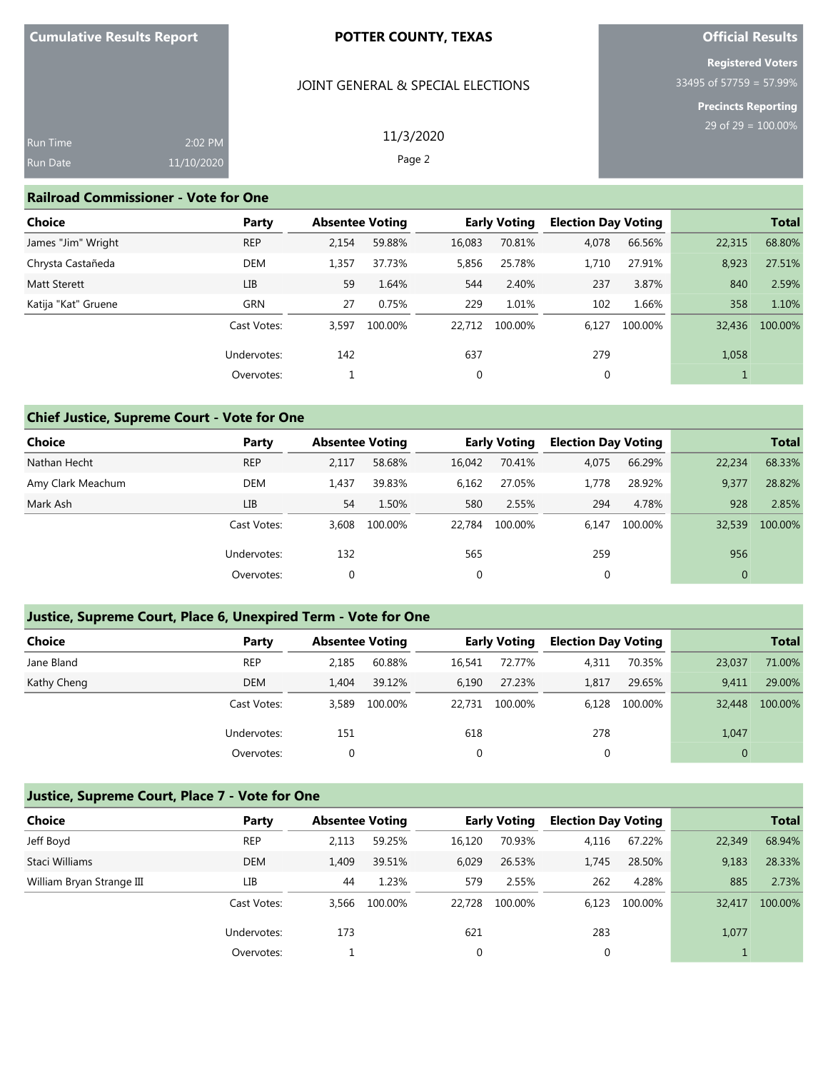# POTTER COUNTY, TEXAS

## JOINT GENERAL & SPECIAL ELECTIONS

11/3/2020

**Cumulative Results Report**

Run Time: 2:02 PM
Run Date: 11/10/2020

**Official Results**

Registered Voters: 33495 of 57759 = 57.99%

Precincts Reporting: 29 of 29 = 100.00%

### Railroad Commissioner - Vote for One

| Choice | Party | Absentee Voting | | Early Voting | | Election Day Voting | | Total | |
|---|---|---|---|---|---|---|---|---|---|
| James "Jim" Wright | REP | 2,154 | 59.88% | 16,083 | 70.81% | 4,078 | 66.56% | 22,315 | 68.80% |
| Chrysta Castañeda | DEM | 1,357 | 37.73% | 5,856 | 25.78% | 1,710 | 27.91% | 8,923 | 27.51% |
| Matt Sterett | LIB | 59 | 1.64% | 544 | 2.40% | 237 | 3.87% | 840 | 2.59% |
| Katija "Kat" Gruene | GRN | 27 | 0.75% | 229 | 1.01% | 102 | 1.66% | 358 | 1.10% |
| | Cast Votes: | 3,597 | 100.00% | 22,712 | 100.00% | 6,127 | 100.00% | 32,436 | 100.00% |
| | Undervotes: | 142 | | 637 | | 279 | | 1,058 | |
| | Overvotes: | 1 | | 0 | | 0 | | 1 | |

### Chief Justice, Supreme Court - Vote for One

| Choice | Party | Absentee Voting | | Early Voting | | Election Day Voting | | Total | |
|---|---|---|---|---|---|---|---|---|---|
| Nathan Hecht | REP | 2,117 | 58.68% | 16,042 | 70.41% | 4,075 | 66.29% | 22,234 | 68.33% |
| Amy Clark Meachum | DEM | 1,437 | 39.83% | 6,162 | 27.05% | 1,778 | 28.92% | 9,377 | 28.82% |
| Mark Ash | LIB | 54 | 1.50% | 580 | 2.55% | 294 | 4.78% | 928 | 2.85% |
| | Cast Votes: | 3,608 | 100.00% | 22,784 | 100.00% | 6,147 | 100.00% | 32,539 | 100.00% |
| | Undervotes: | 132 | | 565 | | 259 | | 956 | |
| | Overvotes: | 0 | | 0 | | 0 | | 0 | |

### Justice, Supreme Court, Place 6, Unexpired Term - Vote for One

| Choice | Party | Absentee Voting | | Early Voting | | Election Day Voting | | Total | |
|---|---|---|---|---|---|---|---|---|---|
| Jane Bland | REP | 2,185 | 60.88% | 16,541 | 72.77% | 4,311 | 70.35% | 23,037 | 71.00% |
| Kathy Cheng | DEM | 1,404 | 39.12% | 6,190 | 27.23% | 1,817 | 29.65% | 9,411 | 29.00% |
| | Cast Votes: | 3,589 | 100.00% | 22,731 | 100.00% | 6,128 | 100.00% | 32,448 | 100.00% |
| | Undervotes: | 151 | | 618 | | 278 | | 1,047 | |
| | Overvotes: | 0 | | 0 | | 0 | | 0 | |

### Justice, Supreme Court, Place 7 - Vote for One

| Choice | Party | Absentee Voting | | Early Voting | | Election Day Voting | | Total | |
|---|---|---|---|---|---|---|---|---|---|
| Jeff Boyd | REP | 2,113 | 59.25% | 16,120 | 70.93% | 4,116 | 67.22% | 22,349 | 68.94% |
| Staci Williams | DEM | 1,409 | 39.51% | 6,029 | 26.53% | 1,745 | 28.50% | 9,183 | 28.33% |
| William Bryan Strange III | LIB | 44 | 1.23% | 579 | 2.55% | 262 | 4.28% | 885 | 2.73% |
| | Cast Votes: | 3,566 | 100.00% | 22,728 | 100.00% | 6,123 | 100.00% | 32,417 | 100.00% |
| | Undervotes: | 173 | | 621 | | 283 | | 1,077 | |
| | Overvotes: | 1 | | 0 | | 0 | | 1 | |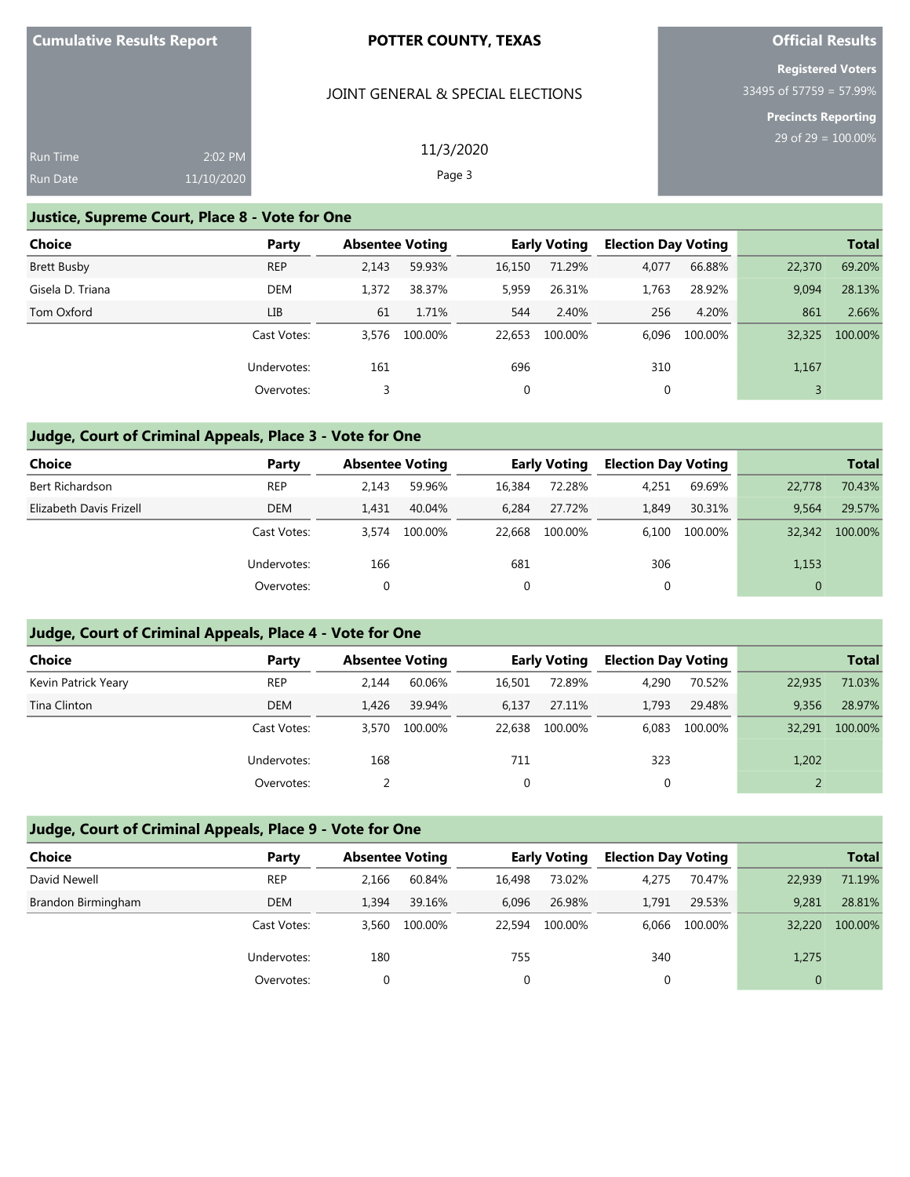**Cumulative Results Report**

Run Time 2:02 PM
Run Date 11/10/2020

**POTTER COUNTY, TEXAS**

JOINT GENERAL & SPECIAL ELECTIONS

11/3/2020

**Official Results**

**Registered Voters**
33495 of 57759 = 57.99%

**Precincts Reporting**
29 of 29 = 100.00%

## Justice, Supreme Court, Place 8 - Vote for One

| Choice | Party | Absentee Voting | | Early Voting | | Election Day Voting | | Total | |
|---|---|---|---|---|---|---|---|---|---|
| Brett Busby | REP | 2,143 | 59.93% | 16,150 | 71.29% | 4,077 | 66.88% | 22,370 | 69.20% |
| Gisela D. Triana | DEM | 1,372 | 38.37% | 5,959 | 26.31% | 1,763 | 28.92% | 9,094 | 28.13% |
| Tom Oxford | LIB | 61 | 1.71% | 544 | 2.40% | 256 | 4.20% | 861 | 2.66% |
| | Cast Votes: | 3,576 | 100.00% | 22,653 | 100.00% | 6,096 | 100.00% | 32,325 | 100.00% |
| | Undervotes: | 161 | | 696 | | 310 | | 1,167 | |
| | Overvotes: | 3 | | 0 | | 0 | | 3 | |

## Judge, Court of Criminal Appeals, Place 3 - Vote for One

| Choice | Party | Absentee Voting | | Early Voting | | Election Day Voting | | Total | |
|---|---|---|---|---|---|---|---|---|---|
| Bert Richardson | REP | 2,143 | 59.96% | 16,384 | 72.28% | 4,251 | 69.69% | 22,778 | 70.43% |
| Elizabeth Davis Frizell | DEM | 1,431 | 40.04% | 6,284 | 27.72% | 1,849 | 30.31% | 9,564 | 29.57% |
| | Cast Votes: | 3,574 | 100.00% | 22,668 | 100.00% | 6,100 | 100.00% | 32,342 | 100.00% |
| | Undervotes: | 166 | | 681 | | 306 | | 1,153 | |
| | Overvotes: | 0 | | 0 | | 0 | | 0 | |

## Judge, Court of Criminal Appeals, Place 4 - Vote for One

| Choice | Party | Absentee Voting | | Early Voting | | Election Day Voting | | Total | |
|---|---|---|---|---|---|---|---|---|---|
| Kevin Patrick Yeary | REP | 2,144 | 60.06% | 16,501 | 72.89% | 4,290 | 70.52% | 22,935 | 71.03% |
| Tina Clinton | DEM | 1,426 | 39.94% | 6,137 | 27.11% | 1,793 | 29.48% | 9,356 | 28.97% |
| | Cast Votes: | 3,570 | 100.00% | 22,638 | 100.00% | 6,083 | 100.00% | 32,291 | 100.00% |
| | Undervotes: | 168 | | 711 | | 323 | | 1,202 | |
| | Overvotes: | 2 | | 0 | | 0 | | 2 | |

## Judge, Court of Criminal Appeals, Place 9 - Vote for One

| Choice | Party | Absentee Voting | | Early Voting | | Election Day Voting | | Total | |
|---|---|---|---|---|---|---|---|---|---|
| David Newell | REP | 2,166 | 60.84% | 16,498 | 73.02% | 4,275 | 70.47% | 22,939 | 71.19% |
| Brandon Birmingham | DEM | 1,394 | 39.16% | 6,096 | 26.98% | 1,791 | 29.53% | 9,281 | 28.81% |
| | Cast Votes: | 3,560 | 100.00% | 22,594 | 100.00% | 6,066 | 100.00% | 32,220 | 100.00% |
| | Undervotes: | 180 | | 755 | | 340 | | 1,275 | |
| | Overvotes: | 0 | | 0 | | 0 | | 0 | |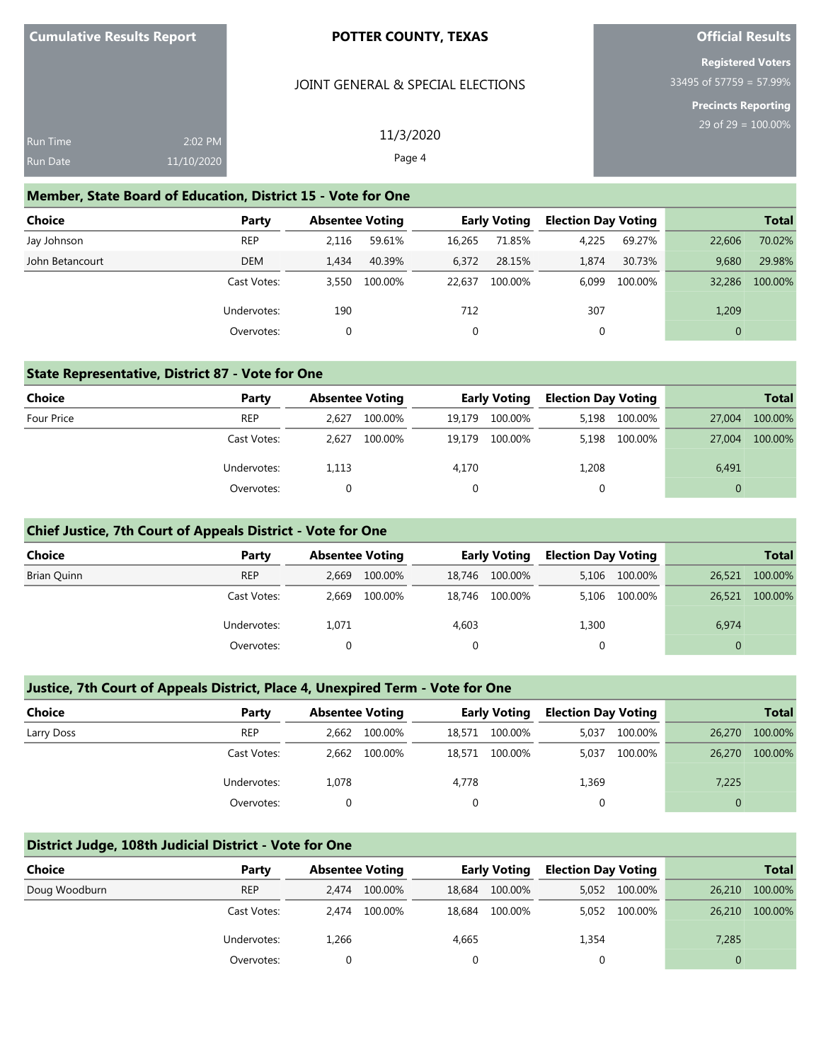**Cumulative Results Report**

Run Time 2:02 PM
Run Date 11/10/2020

**POTTER COUNTY, TEXAS**

JOINT GENERAL & SPECIAL ELECTIONS

11/3/2020

**Official Results**

**Registered Voters**
33495 of 57759 = 57.99%

**Precincts Reporting**
29 of 29 = 100.00%

## Member, State Board of Education, District 15 - Vote for One

| Choice | Party | Absentee Voting | | Early Voting | | Election Day Voting | | Total | |
|---|---|---|---|---|---|---|---|---|---|
| Jay Johnson | REP | 2,116 | 59.61% | 16,265 | 71.85% | 4,225 | 69.27% | 22,606 | 70.02% |
| John Betancourt | DEM | 1,434 | 40.39% | 6,372 | 28.15% | 1,874 | 30.73% | 9,680 | 29.98% |
| | Cast Votes: | 3,550 | 100.00% | 22,637 | 100.00% | 6,099 | 100.00% | 32,286 | 100.00% |
| | Undervotes: | 190 | | 712 | | 307 | | 1,209 | |
| | Overvotes: | 0 | | 0 | | 0 | | 0 | |

## State Representative, District 87 - Vote for One

| Choice | Party | Absentee Voting | | Early Voting | | Election Day Voting | | Total | |
|---|---|---|---|---|---|---|---|---|---|
| Four Price | REP | 2,627 | 100.00% | 19,179 | 100.00% | 5,198 | 100.00% | 27,004 | 100.00% |
| | Cast Votes: | 2,627 | 100.00% | 19,179 | 100.00% | 5,198 | 100.00% | 27,004 | 100.00% |
| | Undervotes: | 1,113 | | 4,170 | | 1,208 | | 6,491 | |
| | Overvotes: | 0 | | 0 | | 0 | | 0 | |

## Chief Justice, 7th Court of Appeals District - Vote for One

| Choice | Party | Absentee Voting | | Early Voting | | Election Day Voting | | Total | |
|---|---|---|---|---|---|---|---|---|---|
| Brian Quinn | REP | 2,669 | 100.00% | 18,746 | 100.00% | 5,106 | 100.00% | 26,521 | 100.00% |
| | Cast Votes: | 2,669 | 100.00% | 18,746 | 100.00% | 5,106 | 100.00% | 26,521 | 100.00% |
| | Undervotes: | 1,071 | | 4,603 | | 1,300 | | 6,974 | |
| | Overvotes: | 0 | | 0 | | 0 | | 0 | |

## Justice, 7th Court of Appeals District, Place 4, Unexpired Term - Vote for One

| Choice | Party | Absentee Voting | | Early Voting | | Election Day Voting | | Total | |
|---|---|---|---|---|---|---|---|---|---|
| Larry Doss | REP | 2,662 | 100.00% | 18,571 | 100.00% | 5,037 | 100.00% | 26,270 | 100.00% |
| | Cast Votes: | 2,662 | 100.00% | 18,571 | 100.00% | 5,037 | 100.00% | 26,270 | 100.00% |
| | Undervotes: | 1,078 | | 4,778 | | 1,369 | | 7,225 | |
| | Overvotes: | 0 | | 0 | | 0 | | 0 | |

## District Judge, 108th Judicial District - Vote for One

| Choice | Party | Absentee Voting | | Early Voting | | Election Day Voting | | Total | |
|---|---|---|---|---|---|---|---|---|---|
| Doug Woodburn | REP | 2,474 | 100.00% | 18,684 | 100.00% | 5,052 | 100.00% | 26,210 | 100.00% |
| | Cast Votes: | 2,474 | 100.00% | 18,684 | 100.00% | 5,052 | 100.00% | 26,210 | 100.00% |
| | Undervotes: | 1,266 | | 4,665 | | 1,354 | | 7,285 | |
| | Overvotes: | 0 | | 0 | | 0 | | 0 | |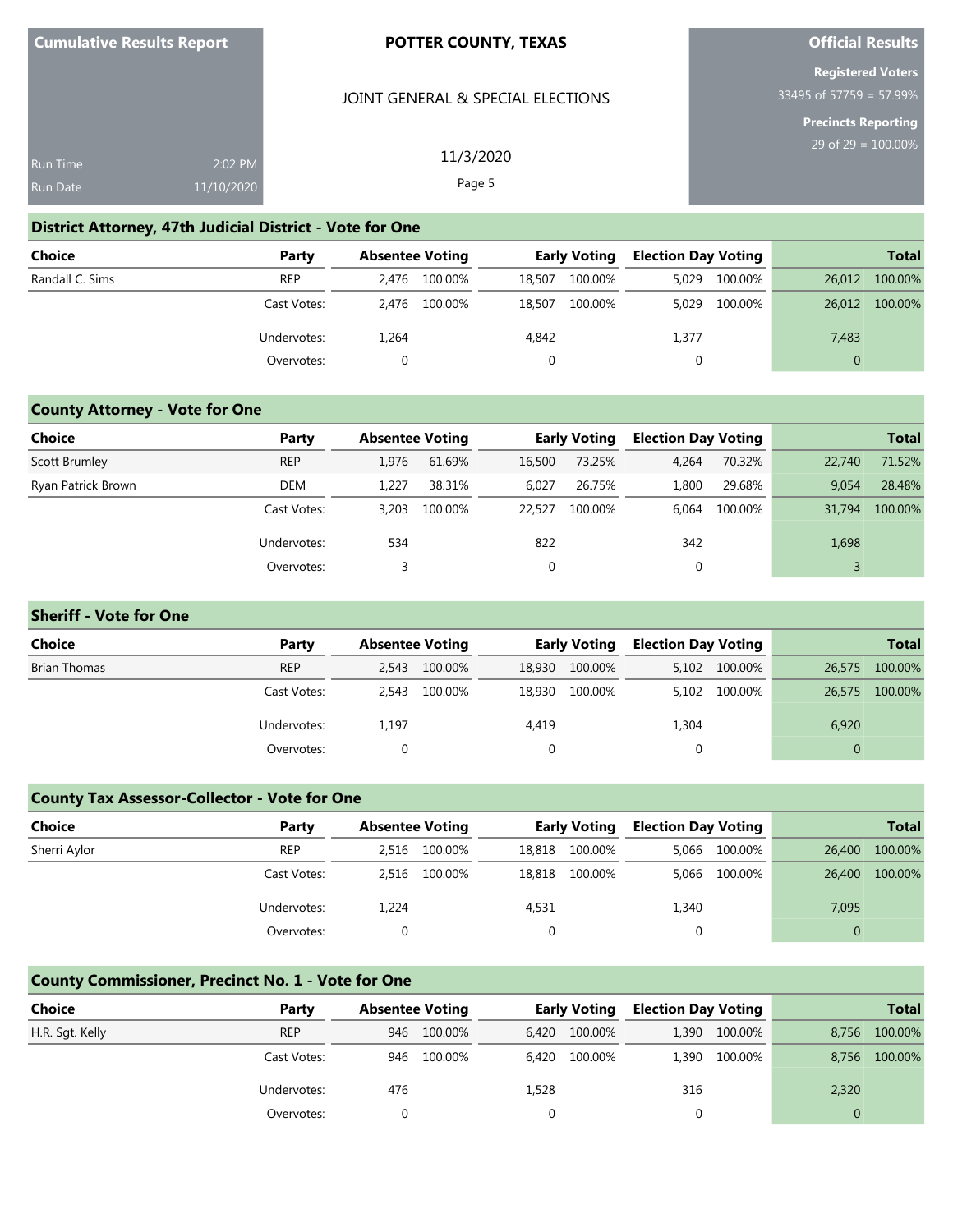| Cumulative Results Report | | POTTER COUNTY, TEXAS | Official Results |
|---|---|---|---|
| | | JOINT GENERAL & SPECIAL ELECTIONS | Registered Voters 33495 of 57759 = 57.99% |
| Run Time | 2:02 PM | 11/3/2020 | Precincts Reporting 29 of 29 = 100.00% |
| Run Date | 11/10/2020 | | |

## District Attorney, 47th Judicial District - Vote for One

| Choice | Party | Absentee Voting | | Early Voting | | Election Day Voting | | Total | |
|---|---|---|---|---|---|---|---|---|---|
| Randall C. Sims | REP | 2,476 | 100.00% | 18,507 | 100.00% | 5,029 | 100.00% | 26,012 | 100.00% |
| | Cast Votes: | 2,476 | 100.00% | 18,507 | 100.00% | 5,029 | 100.00% | 26,012 | 100.00% |
| | Undervotes: | 1,264 | | 4,842 | | 1,377 | | 7,483 | |
| | Overvotes: | 0 | | 0 | | 0 | | 0 | |

## County Attorney - Vote for One

| Choice | Party | Absentee Voting | | Early Voting | | Election Day Voting | | Total | |
|---|---|---|---|---|---|---|---|---|---|
| Scott Brumley | REP | 1,976 | 61.69% | 16,500 | 73.25% | 4,264 | 70.32% | 22,740 | 71.52% |
| Ryan Patrick Brown | DEM | 1,227 | 38.31% | 6,027 | 26.75% | 1,800 | 29.68% | 9,054 | 28.48% |
| | Cast Votes: | 3,203 | 100.00% | 22,527 | 100.00% | 6,064 | 100.00% | 31,794 | 100.00% |
| | Undervotes: | 534 | | 822 | | 342 | | 1,698 | |
| | Overvotes: | 3 | | 0 | | 0 | | 3 | |

## Sheriff - Vote for One

| Choice | Party | Absentee Voting | | Early Voting | | Election Day Voting | | Total | |
|---|---|---|---|---|---|---|---|---|---|
| Brian Thomas | REP | 2,543 | 100.00% | 18,930 | 100.00% | 5,102 | 100.00% | 26,575 | 100.00% |
| | Cast Votes: | 2,543 | 100.00% | 18,930 | 100.00% | 5,102 | 100.00% | 26,575 | 100.00% |
| | Undervotes: | 1,197 | | 4,419 | | 1,304 | | 6,920 | |
| | Overvotes: | 0 | | 0 | | 0 | | 0 | |

## County Tax Assessor-Collector - Vote for One

| Choice | Party | Absentee Voting | | Early Voting | | Election Day Voting | | Total | |
|---|---|---|---|---|---|---|---|---|---|
| Sherri Aylor | REP | 2,516 | 100.00% | 18,818 | 100.00% | 5,066 | 100.00% | 26,400 | 100.00% |
| | Cast Votes: | 2,516 | 100.00% | 18,818 | 100.00% | 5,066 | 100.00% | 26,400 | 100.00% |
| | Undervotes: | 1,224 | | 4,531 | | 1,340 | | 7,095 | |
| | Overvotes: | 0 | | 0 | | 0 | | 0 | |

## County Commissioner, Precinct No. 1 - Vote for One

| Choice | Party | Absentee Voting | | Early Voting | | Election Day Voting | | Total | |
|---|---|---|---|---|---|---|---|---|---|
| H.R. Sgt. Kelly | REP | 946 | 100.00% | 6,420 | 100.00% | 1,390 | 100.00% | 8,756 | 100.00% |
| | Cast Votes: | 946 | 100.00% | 6,420 | 100.00% | 1,390 | 100.00% | 8,756 | 100.00% |
| | Undervotes: | 476 | | 1,528 | | 316 | | 2,320 | |
| | Overvotes: | 0 | | 0 | | 0 | | 0 | |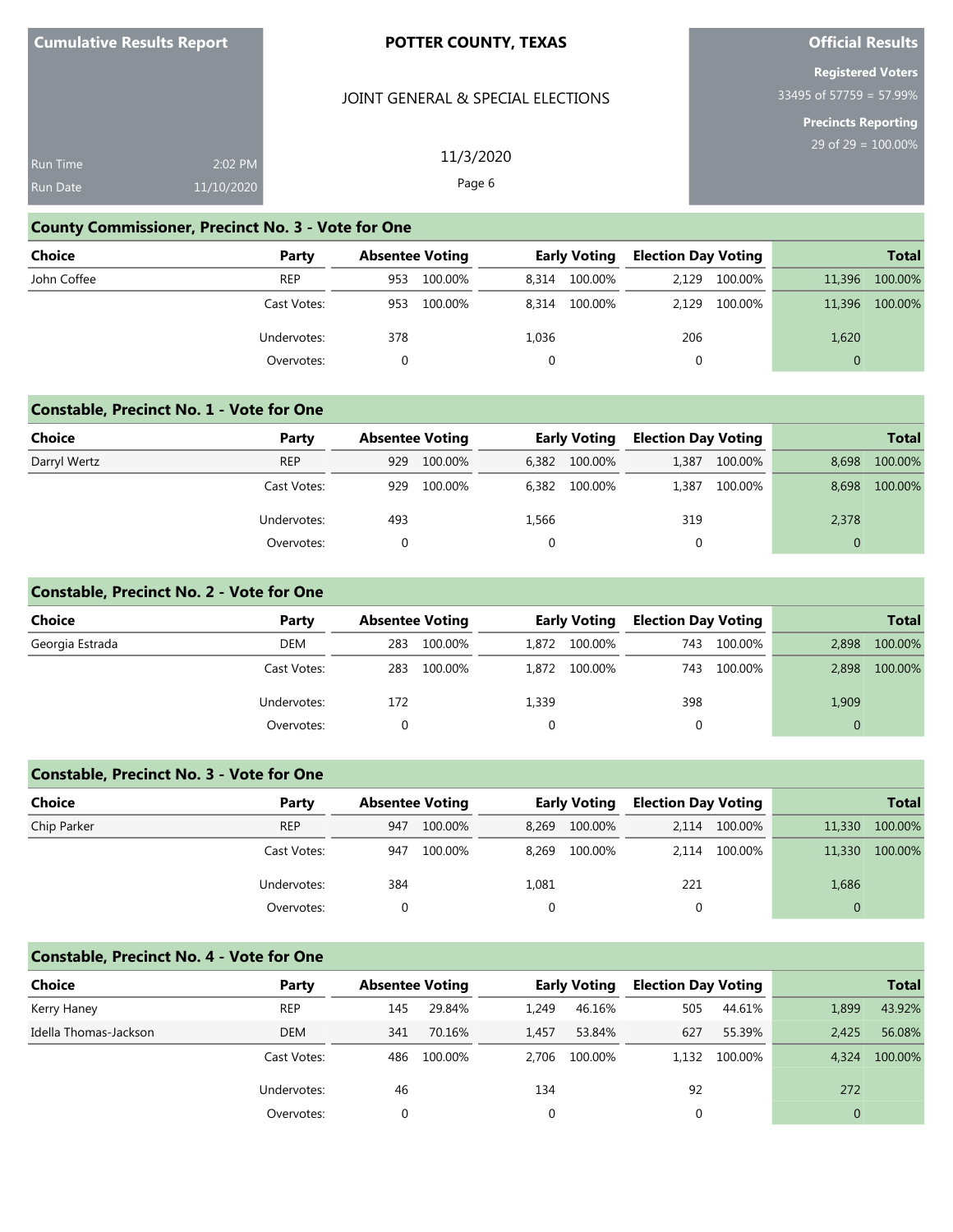Cumulative Results Report

Run Time 2:02 PM
Run Date 11/10/2020

**POTTER COUNTY, TEXAS**

JOINT GENERAL & SPECIAL ELECTIONS

11/3/2020

**Official Results**

**Registered Voters**
33495 of 57759 = 57.99%

**Precincts Reporting**
29 of 29 = 100.00%

## County Commissioner, Precinct No. 3 - Vote for One

| Choice | Party | Absentee Voting | | Early Voting | | Election Day Voting | | Total | |
|---|---|---|---|---|---|---|---|---|---|
| John Coffee | REP | 953 | 100.00% | 8,314 | 100.00% | 2,129 | 100.00% | 11,396 | 100.00% |
| | Cast Votes: | 953 | 100.00% | 8,314 | 100.00% | 2,129 | 100.00% | 11,396 | 100.00% |
| | Undervotes: | 378 | | 1,036 | | 206 | | 1,620 | |
| | Overvotes: | 0 | | 0 | | 0 | | 0 | |

## Constable, Precinct No. 1 - Vote for One

| Choice | Party | Absentee Voting | | Early Voting | | Election Day Voting | | Total | |
|---|---|---|---|---|---|---|---|---|---|
| Darryl Wertz | REP | 929 | 100.00% | 6,382 | 100.00% | 1,387 | 100.00% | 8,698 | 100.00% |
| | Cast Votes: | 929 | 100.00% | 6,382 | 100.00% | 1,387 | 100.00% | 8,698 | 100.00% |
| | Undervotes: | 493 | | 1,566 | | 319 | | 2,378 | |
| | Overvotes: | 0 | | 0 | | 0 | | 0 | |

## Constable, Precinct No. 2 - Vote for One

| Choice | Party | Absentee Voting | | Early Voting | | Election Day Voting | | Total | |
|---|---|---|---|---|---|---|---|---|---|
| Georgia Estrada | DEM | 283 | 100.00% | 1,872 | 100.00% | 743 | 100.00% | 2,898 | 100.00% |
| | Cast Votes: | 283 | 100.00% | 1,872 | 100.00% | 743 | 100.00% | 2,898 | 100.00% |
| | Undervotes: | 172 | | 1,339 | | 398 | | 1,909 | |
| | Overvotes: | 0 | | 0 | | 0 | | 0 | |

## Constable, Precinct No. 3 - Vote for One

| Choice | Party | Absentee Voting | | Early Voting | | Election Day Voting | | Total | |
|---|---|---|---|---|---|---|---|---|---|
| Chip Parker | REP | 947 | 100.00% | 8,269 | 100.00% | 2,114 | 100.00% | 11,330 | 100.00% |
| | Cast Votes: | 947 | 100.00% | 8,269 | 100.00% | 2,114 | 100.00% | 11,330 | 100.00% |
| | Undervotes: | 384 | | 1,081 | | 221 | | 1,686 | |
| | Overvotes: | 0 | | 0 | | 0 | | 0 | |

## Constable, Precinct No. 4 - Vote for One

| Choice | Party | Absentee Voting | | Early Voting | | Election Day Voting | | Total | |
|---|---|---|---|---|---|---|---|---|---|
| Kerry Haney | REP | 145 | 29.84% | 1,249 | 46.16% | 505 | 44.61% | 1,899 | 43.92% |
| Idella Thomas-Jackson | DEM | 341 | 70.16% | 1,457 | 53.84% | 627 | 55.39% | 2,425 | 56.08% |
| | Cast Votes: | 486 | 100.00% | 2,706 | 100.00% | 1,132 | 100.00% | 4,324 | 100.00% |
| | Undervotes: | 46 | | 134 | | 92 | | 272 | |
| | Overvotes: | 0 | | 0 | | 0 | | 0 | |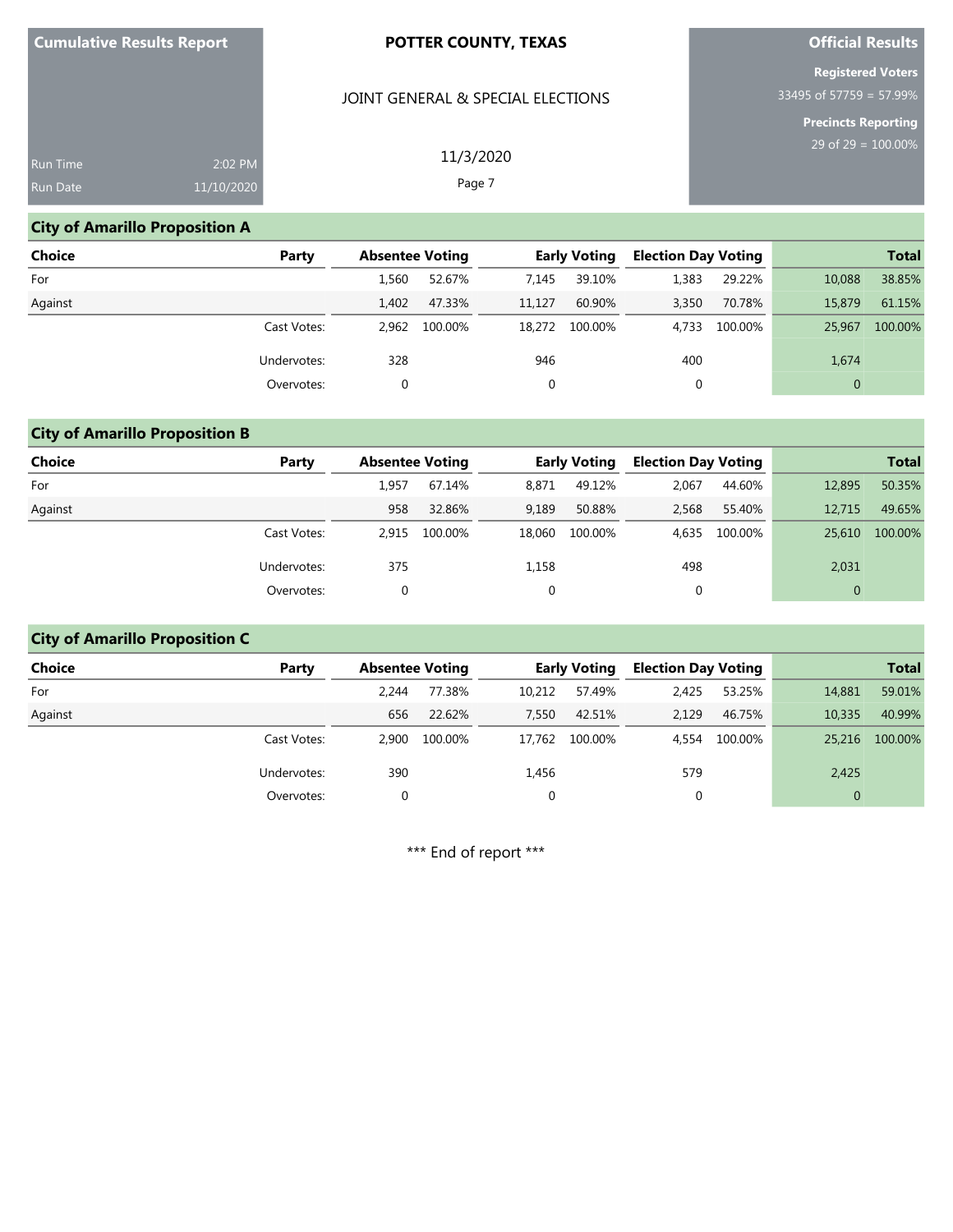Cumulative Results Report

Run Time 2:02 PM
Run Date 11/10/2020

**POTTER COUNTY, TEXAS**

JOINT GENERAL & SPECIAL ELECTIONS

11/3/2020

**Official Results**

**Registered Voters**
33495 of 57759 = 57.99%

**Precincts Reporting**
29 of 29 = 100.00%

## City of Amarillo Proposition A

| Choice | Party | Absentee Voting | | Early Voting | | Election Day Voting | | Total | |
|---|---|---|---|---|---|---|---|---|---|
| For | | 1,560 | 52.67% | 7,145 | 39.10% | 1,383 | 29.22% | 10,088 | 38.85% |
| Against | | 1,402 | 47.33% | 11,127 | 60.90% | 3,350 | 70.78% | 15,879 | 61.15% |
| | Cast Votes: | 2,962 | 100.00% | 18,272 | 100.00% | 4,733 | 100.00% | 25,967 | 100.00% |
| | Undervotes: | 328 | | 946 | | 400 | | 1,674 | |
| | Overvotes: | 0 | | 0 | | 0 | | 0 | |

## City of Amarillo Proposition B

| Choice | Party | Absentee Voting | | Early Voting | | Election Day Voting | | Total | |
|---|---|---|---|---|---|---|---|---|---|
| For | | 1,957 | 67.14% | 8,871 | 49.12% | 2,067 | 44.60% | 12,895 | 50.35% |
| Against | | 958 | 32.86% | 9,189 | 50.88% | 2,568 | 55.40% | 12,715 | 49.65% |
| | Cast Votes: | 2,915 | 100.00% | 18,060 | 100.00% | 4,635 | 100.00% | 25,610 | 100.00% |
| | Undervotes: | 375 | | 1,158 | | 498 | | 2,031 | |
| | Overvotes: | 0 | | 0 | | 0 | | 0 | |

## City of Amarillo Proposition C

| Choice | Party | Absentee Voting | | Early Voting | | Election Day Voting | | Total | |
|---|---|---|---|---|---|---|---|---|---|
| For | | 2,244 | 77.38% | 10,212 | 57.49% | 2,425 | 53.25% | 14,881 | 59.01% |
| Against | | 656 | 22.62% | 7,550 | 42.51% | 2,129 | 46.75% | 10,335 | 40.99% |
| | Cast Votes: | 2,900 | 100.00% | 17,762 | 100.00% | 4,554 | 100.00% | 25,216 | 100.00% |
| | Undervotes: | 390 | | 1,456 | | 579 | | 2,425 | |
| | Overvotes: | 0 | | 0 | | 0 | | 0 | |

*** End of report ***